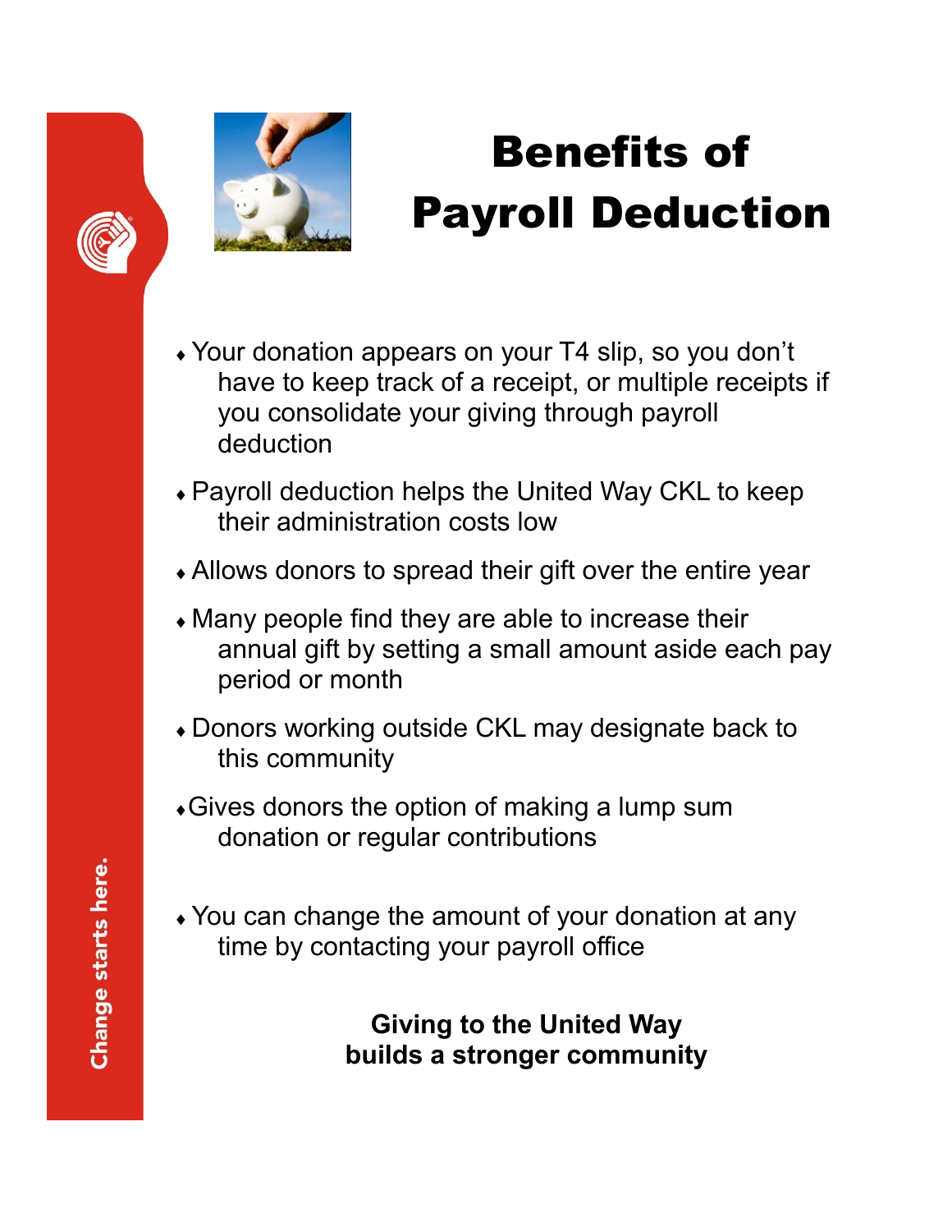# Benefits of Payroll Deduction

- Your donation appears on your T4 slip, so you don't have to keep track of a receipt, or multiple receipts if you consolidate your giving through payroll deduction
- Payroll deduction helps the United Way CKL to keep their administration costs low
- Allows donors to spread their gift over the entire year
- Many people find they are able to increase their annual gift by setting a small amount aside each pay period or month
- Donors working outside CKL may designate back to this community
- Gives donors the option of making a lump sum donation or regular contributions
- You can change the amount of your donation at any time by contacting your payroll office

**Giving to the United Way builds a stronger community**

Change starts here.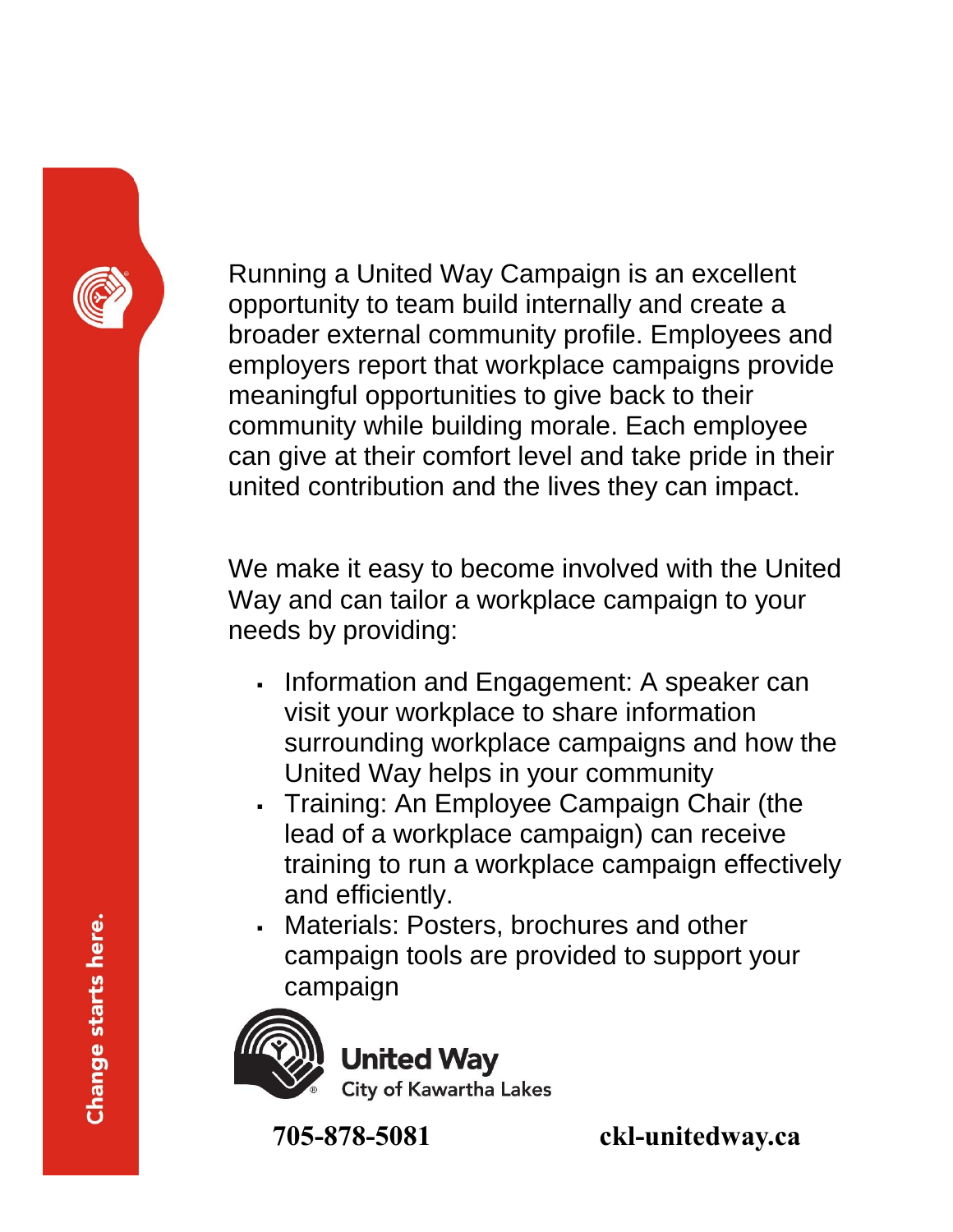Running a United Way Campaign is an excellent opportunity to team build internally and create a broader external community profile. Employees and employers report that workplace campaigns provide meaningful opportunities to give back to their community while building morale. Each employee can give at their comfort level and take pride in their united contribution and the lives they can impact.

We make it easy to become involved with the United Way and can tailor a workplace campaign to your needs by providing:

- Information and Engagement: A speaker can visit your workplace to share information surrounding workplace campaigns and how the United Way helps in your community
- Training: An Employee Campaign Chair (the lead of a workplace campaign) can receive training to run a workplace campaign effectively and efficiently.
- Materials: Posters, brochures and other campaign tools are provided to support your campaign

United Way
City of Kawartha Lakes

**705-878-5081** **ckl-unitedway.ca**

Change starts here.